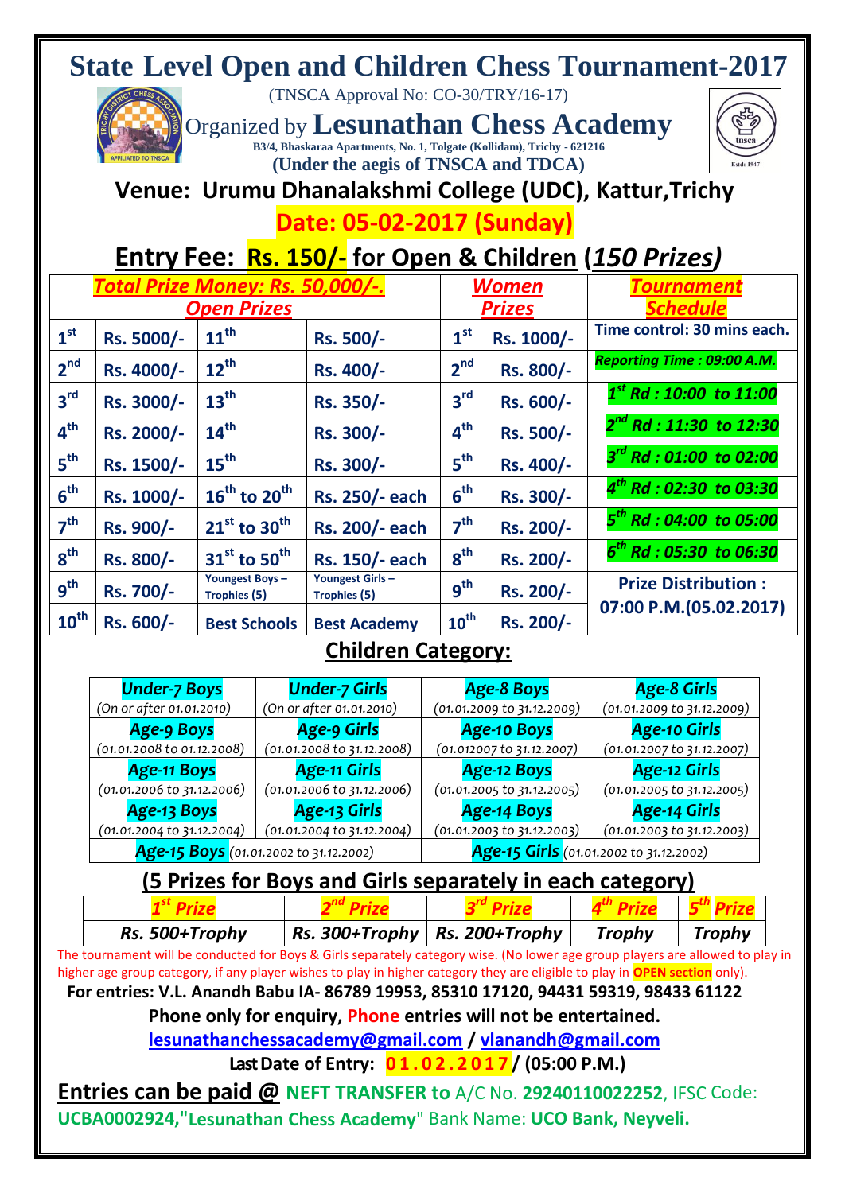# State Level Open and Children Chess Tournament-2017

(TNSCA Approval No: CO-30/TRY/16-17)

Organized by **Lesunathan Chess Academy**

B3/4, Bhaskaraa Apartments, No. 1, Tolgate (Kollidam), Trichy - 621216

**(Under the aegis of TNSCA and TDCA)**

## Venue: Urumu Dhanalakshmi College (UDC), Kattur,Trichy

## Date: 05-02-2017 (Sunday)

## Entry Fee: Rs. 150/- for Open & Children (*150 Prizes*)

| ***Total Prize Money: Rs. 50,000/-. Open Prizes*** | | | | ***Women Prizes*** | | ***Tournament Schedule*** |
|---|---|---|---|---|---|---|
| 1st | Rs. 5000/- | 11th | Rs. 500/- | 1st | Rs. 1000/- | Time control: 30 mins each. |
| 2nd | Rs. 4000/- | 12th | Rs. 400/- | 2nd | Rs. 800/- | *Reporting Time : 09:00 A.M.* |
| 3rd | Rs. 3000/- | 13th | Rs. 350/- | 3rd | Rs. 600/- | *1st Rd : 10:00 to 11:00* |
| 4th | Rs. 2000/- | 14th | Rs. 300/- | 4th | Rs. 500/- | *2nd Rd : 11:30 to 12:30* |
| 5th | Rs. 1500/- | 15th | Rs. 300/- | 5th | Rs. 400/- | *3rd Rd : 01:00 to 02:00* |
| 6th | Rs. 1000/- | 16th to 20th | Rs. 250/- each | 6th | Rs. 300/- | *4th Rd : 02:30 to 03:30* |
| 7th | Rs. 900/- | 21st to 30th | Rs. 200/- each | 7th | Rs. 200/- | *5th Rd : 04:00 to 05:00* |
| 8th | Rs. 800/- | 31st to 50th | Rs. 150/- each | 8th | Rs. 200/- | *6th Rd : 05:30 to 06:30* |
| 9th | Rs. 700/- | Youngest Boys – Trophies (5) | Youngest Girls – Trophies (5) | 9th | Rs. 200/- | **Prize Distribution : 07:00 P.M.(05.02.2017)** |
| 10th | Rs. 600/- | Best Schools | Best Academy | 10th | Rs. 200/- | |

## Children Category:

| Under-7 Boys (On or after 01.01.2010) | Under-7 Girls (On or after 01.01.2010) | Age-8 Boys (01.01.2009 to 31.12.2009) | Age-8 Girls (01.01.2009 to 31.12.2009) |
|---|---|---|---|
| Age-9 Boys (01.01.2008 to 01.12.2008) | Age-9 Girls (01.01.2008 to 31.12.2008) | Age-10 Boys (01.012007 to 31.12.2007) | Age-10 Girls (01.01.2007 to 31.12.2007) |
| Age-11 Boys (01.01.2006 to 31.12.2006) | Age-11 Girls (01.01.2006 to 31.12.2006) | Age-12 Boys (01.01.2005 to 31.12.2005) | Age-12 Girls (01.01.2005 to 31.12.2005) |
| Age-13 Boys (01.01.2004 to 31.12.2004) | Age-13 Girls (01.01.2004 to 31.12.2004) | Age-14 Boys (01.01.2003 to 31.12.2003) | Age-14 Girls (01.01.2003 to 31.12.2003) |
| Age-15 Boys (01.01.2002 to 31.12.2002) | | Age-15 Girls (01.01.2002 to 31.12.2002) | |

## (5 Prizes for Boys and Girls separately in each category)

| *1st Prize* | *2nd Prize* | *3rd Prize* | *4th Prize* | *5th Prize* |
|---|---|---|---|---|
| *Rs. 500+Trophy* | *Rs. 300+Trophy* | *Rs. 200+Trophy* | *Trophy* | *Trophy* |

The tournament will be conducted for Boys & Girls separately category wise. (No lower age group players are allowed to play in higher age group category, if any player wishes to play in higher category they are eligible to play in **OPEN section** only).

**For entries: V.L. Anandh Babu IA- 86789 19953, 85310 17120, 94431 59319, 98433 61122**

**Phone only for enquiry, Phone entries will not be entertained.**

**lesunathanchessacademy@gmail.com / vlanandh@gmail.com**

**Last Date of Entry: 01.02.2017 / (05:00 P.M.)**

**Entries can be paid @ NEFT TRANSFER to** A/C No. **29240110022252**, IFSC Code: **UCBA0002924,"Lesunathan Chess Academy"** Bank Name: **UCO Bank, Neyveli.**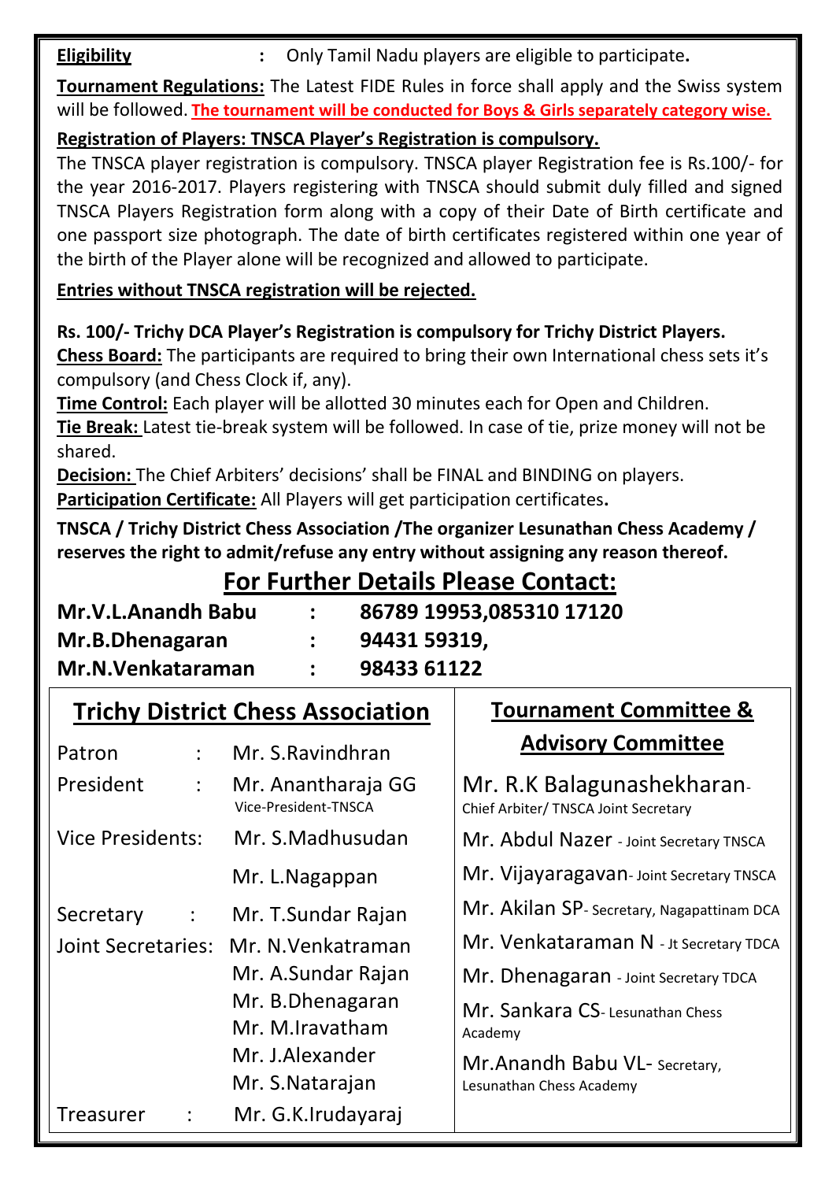**Eligibility** : Only Tamil Nadu players are eligible to participate**.**

**Tournament Regulations:** The Latest FIDE Rules in force shall apply and the Swiss system will be followed. **The tournament will be conducted for Boys & Girls separately category wise.**

**Registration of Players: TNSCA Player's Registration is compulsory.**

The TNSCA player registration is compulsory. TNSCA player Registration fee is Rs.100/- for the year 2016-2017. Players registering with TNSCA should submit duly filled and signed TNSCA Players Registration form along with a copy of their Date of Birth certificate and one passport size photograph. The date of birth certificates registered within one year of the birth of the Player alone will be recognized and allowed to participate.

**Entries without TNSCA registration will be rejected.**

**Rs. 100/- Trichy DCA Player's Registration is compulsory for Trichy District Players.**

**Chess Board:** The participants are required to bring their own International chess sets it's compulsory (and Chess Clock if, any).

**Time Control:** Each player will be allotted 30 minutes each for Open and Children.

**Tie Break:** Latest tie-break system will be followed. In case of tie, prize money will not be shared.

**Decision:** The Chief Arbiters' decisions' shall be FINAL and BINDING on players.

**Participation Certificate:** All Players will get participation certificates**.**

**TNSCA / Trichy District Chess Association /The organizer Lesunathan Chess Academy / reserves the right to admit/refuse any entry without assigning any reason thereof.**

## For Further Details Please Contact:

**Mr.V.L.Anandh Babu : 86789 19953,085310 17120**
**Mr.B.Dhenagaran : 94431 59319,**
**Mr.N.Venkataraman : 98433 61122**

## Trichy District Chess Association

| | | |
|---|---|---|
| Patron | : | Mr. S.Ravindhran |
| President | : | Mr. Anantharaja GG Vice-President-TNSCA |
| Vice Presidents: | | Mr. S.Madhusudan |
| | | Mr. L.Nagappan |
| Secretary | : | Mr. T.Sundar Rajan |
| Joint Secretaries: | | Mr. N.Venkatraman |
| | | Mr. A.Sundar Rajan |
| | | Mr. B.Dhenagaran |
| | | Mr. M.Iravatham |
| | | Mr. J.Alexander |
| | | Mr. S.Natarajan |
| Treasurer | : | Mr. G.K.Irudayaraj |

## Tournament Committee & Advisory Committee

- Mr. R.K Balagunashekharan- Chief Arbiter/ TNSCA Joint Secretary
- Mr. Abdul Nazer - Joint Secretary TNSCA
- Mr. Vijayaragavan- Joint Secretary TNSCA
- Mr. Akilan SP- Secretary, Nagapattinam DCA
- Mr. Venkataraman N - Jt Secretary TDCA
- Mr. Dhenagaran - Joint Secretary TDCA
- Mr. Sankara CS- Lesunathan Chess Academy
- Mr.Anandh Babu VL- Secretary, Lesunathan Chess Academy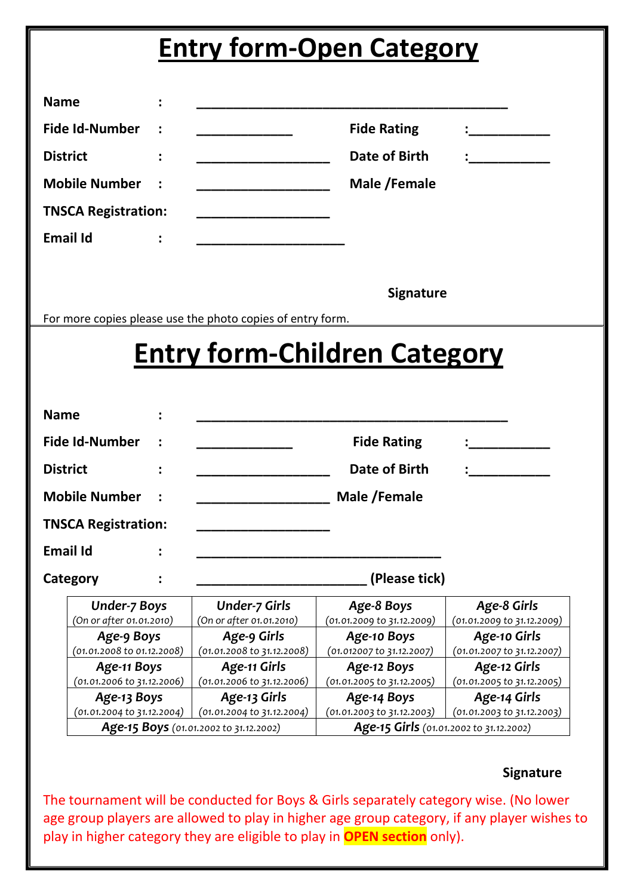# Entry form-Open Category

**Name** : ____________________________________________

**Fide Id-Number** : _____________ **Fide Rating** :___________

**District** : __________________ **Date of Birth** :___________

**Mobile Number** : __________________ **Male /Female**

**TNSCA Registration:** __________________

**Email Id** : ____________________

**Signature**

For more copies please use the photo copies of entry form.

# Entry form-Children Category

**Name** : ____________________________________________

**Fide Id-Number** : _____________ **Fide Rating** :___________

**District** : __________________ **Date of Birth** :___________

**Mobile Number** : __________________ **Male /Female**

**TNSCA Registration:** __________________

**Email Id** : __________________________________

**Category** : _______________________ **(Please tick)**

| | | | |
|---|---|---|---|
| ***Under-7 Boys*** *(On or after 01.01.2010)* | ***Under-7 Girls*** *(On or after 01.01.2010)* | ***Age-8 Boys*** *(01.01.2009 to 31.12.2009)* | ***Age-8 Girls*** *(01.01.2009 to 31.12.2009)* |
| ***Age-9 Boys*** *(01.01.2008 to 01.12.2008)* | ***Age-9 Girls*** *(01.01.2008 to 31.12.2008)* | ***Age-10 Boys*** *(01.012007 to 31.12.2007)* | ***Age-10 Girls*** *(01.01.2007 to 31.12.2007)* |
| ***Age-11 Boys*** *(01.01.2006 to 31.12.2006)* | ***Age-11 Girls*** *(01.01.2006 to 31.12.2006)* | ***Age-12 Boys*** *(01.01.2005 to 31.12.2005)* | ***Age-12 Girls*** *(01.01.2005 to 31.12.2005)* |
| ***Age-13 Boys*** *(01.01.2004 to 31.12.2004)* | ***Age-13 Girls*** *(01.01.2004 to 31.12.2004)* | ***Age-14 Boys*** *(01.01.2003 to 31.12.2003)* | ***Age-14 Girls*** *(01.01.2003 to 31.12.2003)* |
| ***Age-15 Boys*** *(01.01.2002 to 31.12.2002)* | | ***Age-15 Girls*** *(01.01.2002 to 31.12.2002)* | |

**Signature**

The tournament will be conducted for Boys & Girls separately category wise. (No lower age group players are allowed to play in higher age group category, if any player wishes to play in higher category they are eligible to play in **OPEN section** only).